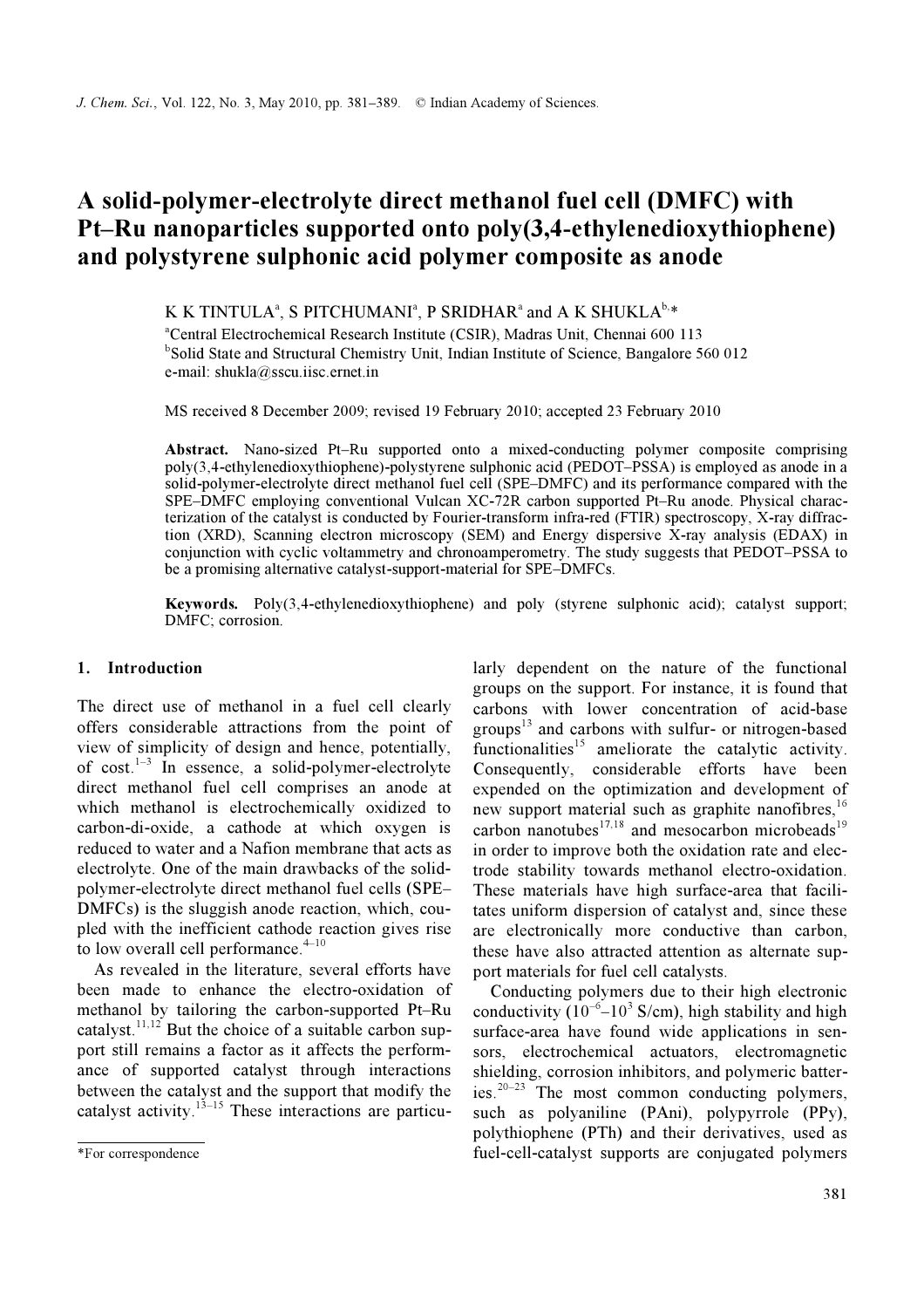# A solid-polymer-electrolyte direct methanol fuel cell (DMFC) with Pt–Ru nanoparticles supported onto poly(3,4-ethylenedioxythiophene) and polystyrene sulphonic acid polymer composite as anode

K K TINTULA[a], S PITCHUMANI[a], P SRIDHAR[a] and A K SHUKLA[b,*]

[a]Central Electrochemical Research Institute (CSIR), Madras Unit, Chennai 600 113

[b]Solid State and Structural Chemistry Unit, Indian Institute of Science, Bangalore 560 012

e-mail: shukla@sscu.iisc.ernet.in

MS received 8 December 2009; revised 19 February 2010; accepted 23 February 2010

**Abstract.** Nano-sized Pt–Ru supported onto a mixed-conducting polymer composite comprising poly(3,4-ethylenedioxythiophene)-polystyrene sulphonic acid (PEDOT–PSSA) is employed as anode in a solid-polymer-electrolyte direct methanol fuel cell (SPE–DMFC) and its performance compared with the SPE–DMFC employing conventional Vulcan XC-72R carbon supported Pt–Ru anode. Physical characterization of the catalyst is conducted by Fourier-transform infra-red (FTIR) spectroscopy, X-ray diffraction (XRD), Scanning electron microscopy (SEM) and Energy dispersive X-ray analysis (EDAX) in conjunction with cyclic voltammetry and chronoamperometry. The study suggests that PEDOT–PSSA to be a promising alternative catalyst-support-material for SPE–DMFCs.

**Keywords.** Poly(3,4-ethylenedioxythiophene) and poly (styrene sulphonic acid); catalyst support; DMFC; corrosion.

## 1. Introduction

The direct use of methanol in a fuel cell clearly offers considerable attractions from the point of view of simplicity of design and hence, potentially, of cost.[1–3] In essence, a solid-polymer-electrolyte direct methanol fuel cell comprises an anode at which methanol is electrochemically oxidized to carbon-di-oxide, a cathode at which oxygen is reduced to water and a Nafion membrane that acts as electrolyte. One of the main drawbacks of the solid-polymer-electrolyte direct methanol fuel cells (SPE–DMFCs) is the sluggish anode reaction, which, coupled with the inefficient cathode reaction gives rise to low overall cell performance.[4–10]

As revealed in the literature, several efforts have been made to enhance the electro-oxidation of methanol by tailoring the carbon-supported Pt–Ru catalyst.[11,12] But the choice of a suitable carbon support still remains a factor as it affects the performance of supported catalyst through interactions between the catalyst and the support that modify the catalyst activity.[13–15] These interactions are particularly dependent on the nature of the functional groups on the support. For instance, it is found that carbons with lower concentration of acid-base groups[13] and carbons with sulfur- or nitrogen-based functionalities[15] ameliorate the catalytic activity. Consequently, considerable efforts have been expended on the optimization and development of new support material such as graphite nanofibres,[16] carbon nanotubes[17,18] and mesocarbon microbeads[19] in order to improve both the oxidation rate and electrode stability towards methanol electro-oxidation. These materials have high surface-area that facilitates uniform dispersion of catalyst and, since these are electronically more conductive than carbon, these have also attracted attention as alternate support materials for fuel cell catalysts.

Conducting polymers due to their high electronic conductivity ($10^{-6}$–$10^{3}$ S/cm), high stability and high surface-area have found wide applications in sensors, electrochemical actuators, electromagnetic shielding, corrosion inhibitors, and polymeric batteries.[20–23] The most common conducting polymers, such as polyaniline (PAni), polypyrrole (PPy), polythiophene (PTh) and their derivatives, used as fuel-cell-catalyst supports are conjugated polymers

*For correspondence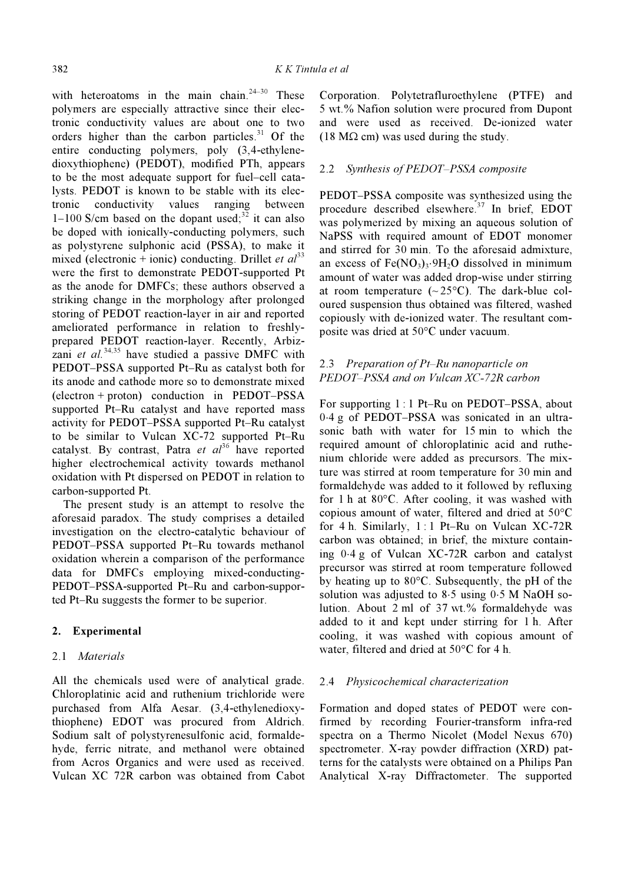with heteroatoms in the main chain.[24–30] These polymers are especially attractive since their electronic conductivity values are about one to two orders higher than the carbon particles.[31] Of the entire conducting polymers, poly (3,4-ethylenedioxythiophene) (PEDOT), modified PTh, appears to be the most adequate support for fuel–cell catalysts. PEDOT is known to be stable with its electronic conductivity values ranging between 1–100 S/cm based on the dopant used;[32] it can also be doped with ionically-conducting polymers, such as polystyrene sulphonic acid (PSSA), to make it mixed (electronic + ionic) conducting. Drillet *et al*[33] were the first to demonstrate PEDOT-supported Pt as the anode for DMFCs; these authors observed a striking change in the morphology after prolonged storing of PEDOT reaction-layer in air and reported ameliorated performance in relation to freshly-prepared PEDOT reaction-layer. Recently, Arbizzani *et al.*[34,35] have studied a passive DMFC with PEDOT–PSSA supported Pt–Ru as catalyst both for its anode and cathode more so to demonstrate mixed (electron + proton) conduction in PEDOT–PSSA supported Pt–Ru catalyst and have reported mass activity for PEDOT–PSSA supported Pt–Ru catalyst to be similar to Vulcan XC-72 supported Pt–Ru catalyst. By contrast, Patra *et al*[36] have reported higher electrochemical activity towards methanol oxidation with Pt dispersed on PEDOT in relation to carbon-supported Pt.

The present study is an attempt to resolve the aforesaid paradox. The study comprises a detailed investigation on the electro-catalytic behaviour of PEDOT–PSSA supported Pt–Ru towards methanol oxidation wherein a comparison of the performance data for DMFCs employing mixed-conducting-PEDOT–PSSA-supported Pt–Ru and carbon-supported Pt–Ru suggests the former to be superior.

## 2. Experimental

### 2.1 *Materials*

All the chemicals used were of analytical grade. Chloroplatinic acid and ruthenium trichloride were purchased from Alfa Aesar. (3,4-ethylenedioxythiophene) EDOT was procured from Aldrich. Sodium salt of polystyrenesulfonic acid, formaldehyde, ferric nitrate, and methanol were obtained from Acros Organics and were used as received. Vulcan XC 72R carbon was obtained from Cabot Corporation. Polytetrafluroethylene (PTFE) and 5 wt.% Nafion solution were procured from Dupont and were used as received. De-ionized water (18 MΩ cm) was used during the study.

### 2.2 *Synthesis of PEDOT–PSSA composite*

PEDOT–PSSA composite was synthesized using the procedure described elsewhere.[37] In brief, EDOT was polymerized by mixing an aqueous solution of NaPSS with required amount of EDOT monomer and stirred for 30 min. To the aforesaid admixture, an excess of $Fe(NO_3)_3 \cdot 9H_2O$ dissolved in minimum amount of water was added drop-wise under stirring at room temperature (~ 25°C). The dark-blue coloured suspension thus obtained was filtered, washed copiously with de-ionized water. The resultant composite was dried at 50°C under vacuum.

### 2.3 *Preparation of Pt–Ru nanoparticle on PEDOT–PSSA and on Vulcan XC-72R carbon*

For supporting 1 : 1 Pt–Ru on PEDOT–PSSA, about 0·4 g of PEDOT–PSSA was sonicated in an ultrasonic bath with water for 15 min to which the required amount of chloroplatinic acid and ruthenium chloride were added as precursors. The mixture was stirred at room temperature for 30 min and formaldehyde was added to it followed by refluxing for 1 h at 80°C. After cooling, it was washed with copious amount of water, filtered and dried at 50°C for 4 h. Similarly, 1 : 1 Pt–Ru on Vulcan XC-72R carbon was obtained; in brief, the mixture containing 0·4 g of Vulcan XC-72R carbon and catalyst precursor was stirred at room temperature followed by heating up to 80°C. Subsequently, the pH of the solution was adjusted to 8·5 using 0·5 M NaOH solution. About 2 ml of 37 wt.% formaldehyde was added to it and kept under stirring for 1 h. After cooling, it was washed with copious amount of water, filtered and dried at 50°C for 4 h.

### 2.4 *Physicochemical characterization*

Formation and doped states of PEDOT were confirmed by recording Fourier-transform infra-red spectra on a Thermo Nicolet (Model Nexus 670) spectrometer. X-ray powder diffraction (XRD) patterns for the catalysts were obtained on a Philips Pan Analytical X-ray Diffractometer. The supported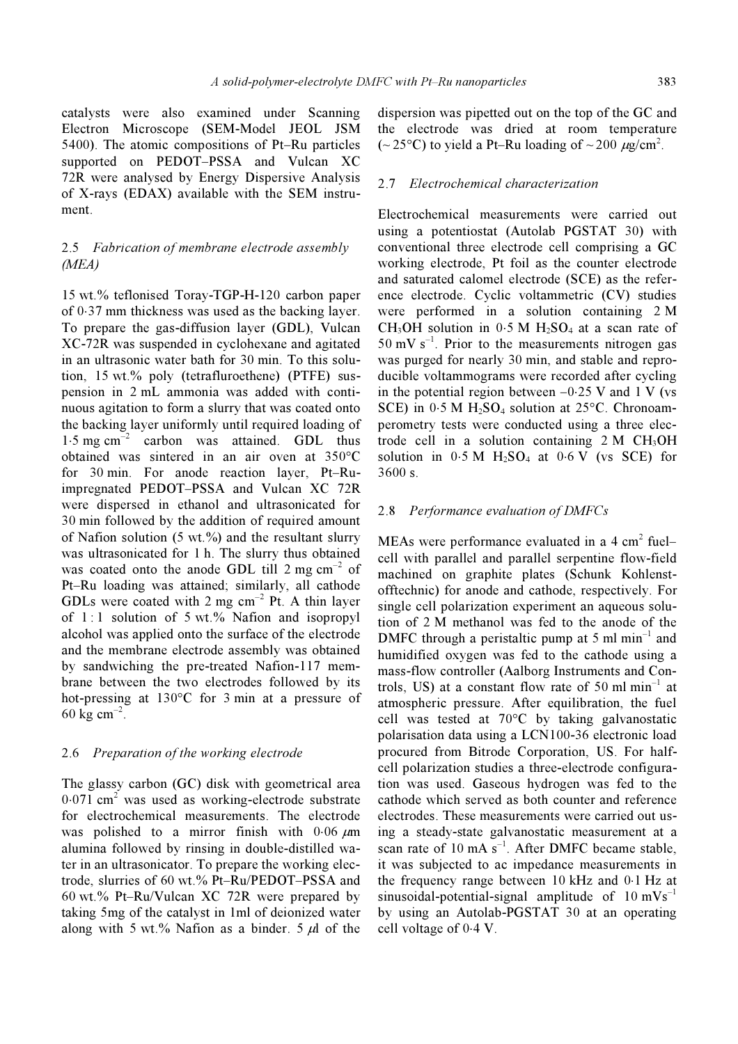catalysts were also examined under Scanning Electron Microscope (SEM-Model JEOL JSM 5400). The atomic compositions of Pt–Ru particles supported on PEDOT–PSSA and Vulcan XC 72R were analysed by Energy Dispersive Analysis of X-rays (EDAX) available with the SEM instrument.

### 2.5 *Fabrication of membrane electrode assembly (MEA)*

15 wt.% teflonised Toray-TGP-H-120 carbon paper of 0·37 mm thickness was used as the backing layer. To prepare the gas-diffusion layer (GDL), Vulcan XC-72R was suspended in cyclohexane and agitated in an ultrasonic water bath for 30 min. To this solution, 15 wt.% poly (tetrafluroethene) (PTFE) suspension in 2 mL ammonia was added with continuous agitation to form a slurry that was coated onto the backing layer uniformly until required loading of 1·5 mg $cm^{-2}$ carbon was attained. GDL thus obtained was sintered in an air oven at 350°C for 30 min. For anode reaction layer, Pt–Ru-impregnated PEDOT–PSSA and Vulcan XC 72R were dispersed in ethanol and ultrasonicated for 30 min followed by the addition of required amount of Nafion solution (5 wt.%) and the resultant slurry was ultrasonicated for 1 h. The slurry thus obtained was coated onto the anode GDL till 2 mg $cm^{-2}$ of Pt–Ru loading was attained; similarly, all cathode GDLs were coated with 2 mg $cm^{-2}$ Pt. A thin layer of 1 : 1 solution of 5 wt.% Nafion and isopropyl alcohol was applied onto the surface of the electrode and the membrane electrode assembly was obtained by sandwiching the pre-treated Nafion-117 membrane between the two electrodes followed by its hot-pressing at 130°C for 3 min at a pressure of 60 kg $cm^{-2}$.

### 2.6 *Preparation of the working electrode*

The glassy carbon (GC) disk with geometrical area 0·071 $cm^2$ was used as working-electrode substrate for electrochemical measurements. The electrode was polished to a mirror finish with 0·06 $\mu$m alumina followed by rinsing in double-distilled water in an ultrasonicator. To prepare the working electrode, slurries of 60 wt.% Pt–Ru/PEDOT–PSSA and 60 wt.% Pt–Ru/Vulcan XC 72R were prepared by taking 5mg of the catalyst in 1ml of deionized water along with 5 wt.% Nafion as a binder. 5 $\mu$l of the dispersion was pipetted out on the top of the GC and the electrode was dried at room temperature (~ 25°C) to yield a Pt–Ru loading of ~ 200 $\mu$g/$cm^2$.

### 2.7 *Electrochemical characterization*

Electrochemical measurements were carried out using a potentiostat (Autolab PGSTAT 30) with conventional three electrode cell comprising a GC working electrode, Pt foil as the counter electrode and saturated calomel electrode (SCE) as the reference electrode. Cyclic voltammetric (CV) studies were performed in a solution containing 2 M $CH_3OH$ solution in 0·5 M $H_2SO_4$ at a scan rate of 50 mV $s^{-1}$. Prior to the measurements nitrogen gas was purged for nearly 30 min, and stable and reproducible voltammograms were recorded after cycling in the potential region between –0·25 V and 1 V (vs SCE) in 0·5 M $H_2SO_4$ solution at 25°C. Chronoamperometry tests were conducted using a three electrode cell in a solution containing 2 M $CH_3OH$ solution in 0·5 M $H_2SO_4$ at 0·6 V (vs SCE) for 3600 s.

### 2.8 *Performance evaluation of DMFCs*

MEAs were performance evaluated in a 4 $cm^2$ fuel–cell with parallel and parallel serpentine flow-field machined on graphite plates (Schunk Kohlenst-offtechnic) for anode and cathode, respectively. For single cell polarization experiment an aqueous solution of 2 M methanol was fed to the anode of the DMFC through a peristaltic pump at 5 ml $min^{-1}$ and humidified oxygen was fed to the cathode using a mass-flow controller (Aalborg Instruments and Controls, US) at a constant flow rate of 50 ml $min^{-1}$ at atmospheric pressure. After equilibration, the fuel cell was tested at 70°C by taking galvanostatic polarisation data using a LCN100-36 electronic load procured from Bitrode Corporation, US. For half-cell polarization studies a three-electrode configuration was used. Gaseous hydrogen was fed to the cathode which served as both counter and reference electrodes. These measurements were carried out using a steady-state galvanostatic measurement at a scan rate of 10 mA $s^{-1}$. After DMFC became stable, it was subjected to ac impedance measurements in the frequency range between 10 kHz and 0·1 Hz at sinusoidal-potential-signal amplitude of 10 $mVs^{-1}$ by using an Autolab-PGSTAT 30 at an operating cell voltage of 0·4 V.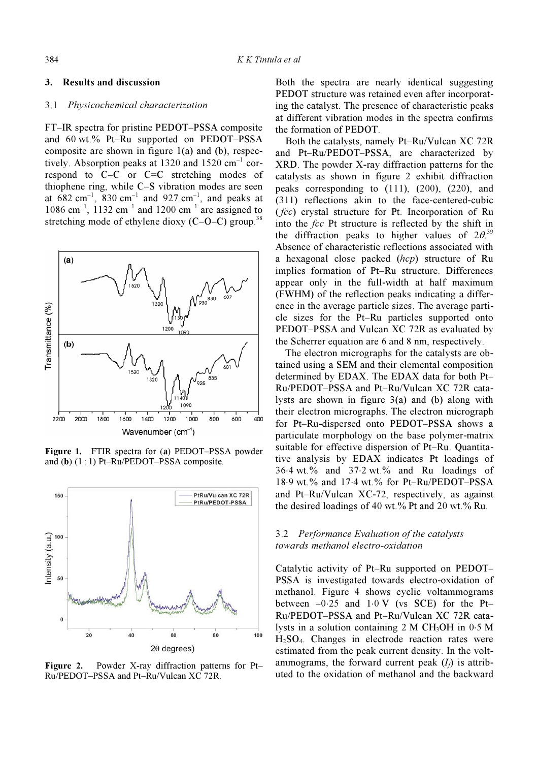## 3. Results and discussion

### 3.1 *Physicochemical characterization*

FT–IR spectra for pristine PEDOT–PSSA composite and 60 wt.% Pt–Ru supported on PEDOT–PSSA composite are shown in figure 1(a) and (b), respectively. Absorption peaks at 1320 and 1520 $cm^{-1}$ correspond to C–C or C=C stretching modes of thiophene ring, while C–S vibration modes are seen at 682 $cm^{-1}$, 830 $cm^{-1}$ and 927 $cm^{-1}$, and peaks at 1086 $cm^{-1}$, 1132 $cm^{-1}$ and 1200 $cm^{-1}$ are assigned to stretching mode of ethylene dioxy (C–O–C) group.[38]

**Figure 1.** FTIR spectra for (**a**) PEDOT–PSSA powder and (**b**) (1 : 1) Pt–Ru/PEDOT–PSSA composite.

**Figure 2.** Powder X-ray diffraction patterns for Pt–Ru/PEDOT–PSSA and Pt–Ru/Vulcan XC 72R.

Both the spectra are nearly identical suggesting PEDOT structure was retained even after incorporating the catalyst. The presence of characteristic peaks at different vibration modes in the spectra confirms the formation of PEDOT.

Both the catalysts, namely Pt–Ru/Vulcan XC 72R and Pt–Ru/PEDOT–PSSA, are characterized by XRD. The powder X-ray diffraction patterns for the catalysts as shown in figure 2 exhibit diffraction peaks corresponding to (111), (200), (220), and (311) reflections akin to the face-centered-cubic (*fcc*) crystal structure for Pt. Incorporation of Ru into the *fcc* Pt structure is reflected by the shift in the diffraction peaks to higher values of $2\theta$.[39] Absence of characteristic reflections associated with a hexagonal close packed (*hcp*) structure of Ru implies formation of Pt–Ru structure. Differences appear only in the full-width at half maximum (FWHM) of the reflection peaks indicating a difference in the average particle sizes. The average particle sizes for the Pt–Ru particles supported onto PEDOT–PSSA and Vulcan XC 72R as evaluated by the Scherrer equation are 6 and 8 nm, respectively.

The electron micrographs for the catalysts are obtained using a SEM and their elemental composition determined by EDAX. The EDAX data for both Pt–Ru/PEDOT–PSSA and Pt–Ru/Vulcan XC 72R catalysts are shown in figure 3(a) and (b) along with their electron micrographs. The electron micrograph for Pt–Ru-dispersed onto PEDOT–PSSA shows a particulate morphology on the base polymer-matrix suitable for effective dispersion of Pt–Ru. Quantitative analysis by EDAX indicates Pt loadings of 36·4 wt.% and 37·2 wt.% and Ru loadings of 18·9 wt.% and 17·4 wt.% for Pt–Ru/PEDOT–PSSA and Pt–Ru/Vulcan XC-72, respectively, as against the desired loadings of 40 wt.% Pt and 20 wt.% Ru.

### 3.2 *Performance Evaluation of the catalysts towards methanol electro-oxidation*

Catalytic activity of Pt–Ru supported on PEDOT–PSSA is investigated towards electro-oxidation of methanol. Figure 4 shows cyclic voltammograms between –0·25 and 1·0 V (vs SCE) for the Pt–Ru/PEDOT–PSSA and Pt–Ru/Vulcan XC 72R catalysts in a solution containing 2 M $CH_3OH$ in 0·5 M $H_2SO_4$. Changes in electrode reaction rates were estimated from the peak current density. In the voltammograms, the forward current peak ($I_f$) is attributed to the oxidation of methanol and the backward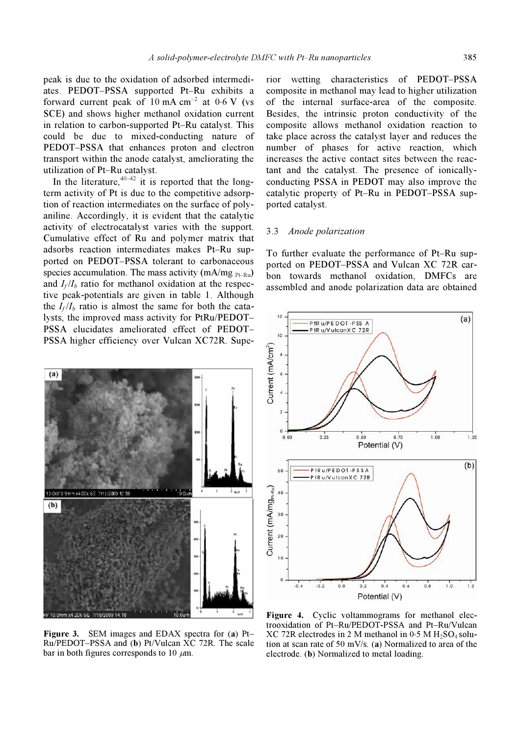peak is due to the oxidation of adsorbed intermediates. PEDOT–PSSA supported Pt–Ru exhibits a forward current peak of 10 mA $cm^{-2}$ at 0·6 V (vs SCE) and shows higher methanol oxidation current in relation to carbon-supported Pt–Ru catalyst. This could be due to mixed-conducting nature of PEDOT–PSSA that enhances proton and electron transport within the anode catalyst, ameliorating the utilization of Pt–Ru catalyst.

In the literature,[40–42] it is reported that the long-term activity of Pt is due to the competitive adsorption of reaction intermediates on the surface of polyaniline. Accordingly, it is evident that the catalytic activity of electrocatalyst varies with the support. Cumulative effect of Ru and polymer matrix that adsorbs reaction intermediates makes Pt–Ru supported on PEDOT–PSSA tolerant to carbonaceous species accumulation. The mass activity (mA/$mg_{Pt–Ru}$) and $I_f/I_b$ ratio for methanol oxidation at the respective peak-potentials are given in table 1. Although the $I_f/I_b$ ratio is almost the same for both the catalysts, the improved mass activity for PtRu/PEDOT–PSSA elucidates ameliorated effect of PEDOT–PSSA higher efficiency over Vulcan XC72R. Superior wetting characteristics of PEDOT–PSSA composite in methanol may lead to higher utilization of the internal surface-area of the composite. Besides, the intrinsic proton conductivity of the composite allows methanol oxidation reaction to take place across the catalyst layer and reduces the number of phases for active reaction, which increases the active contact sites between the reactant and the catalyst. The presence of ionically-conducting PSSA in PEDOT may also improve the catalytic property of Pt–Ru in PEDOT–PSSA supported catalyst.

**Figure 3.** SEM images and EDAX spectra for (**a**) Pt–Ru/PEDOT–PSSA and (**b**) Pt/Vulcan XC 72R. The scale bar in both figures corresponds to 10 $\mu$m.

### 3.3 *Anode polarization*

To further evaluate the performance of Pt–Ru supported on PEDOT–PSSA and Vulcan XC 72R carbon towards methanol oxidation, DMFCs are assembled and anode polarization data are obtained

**Figure 4.** Cyclic voltammograms for methanol electrooxidation of Pt–Ru/PEDOT-PSSA and Pt–Ru/Vulcan XC 72R electrodes in 2 M methanol in 0·5 M $H_2SO_4$ solution at scan rate of 50 mV/s. (**a**) Normalized to area of the electrode. (**b**) Normalized to metal loading.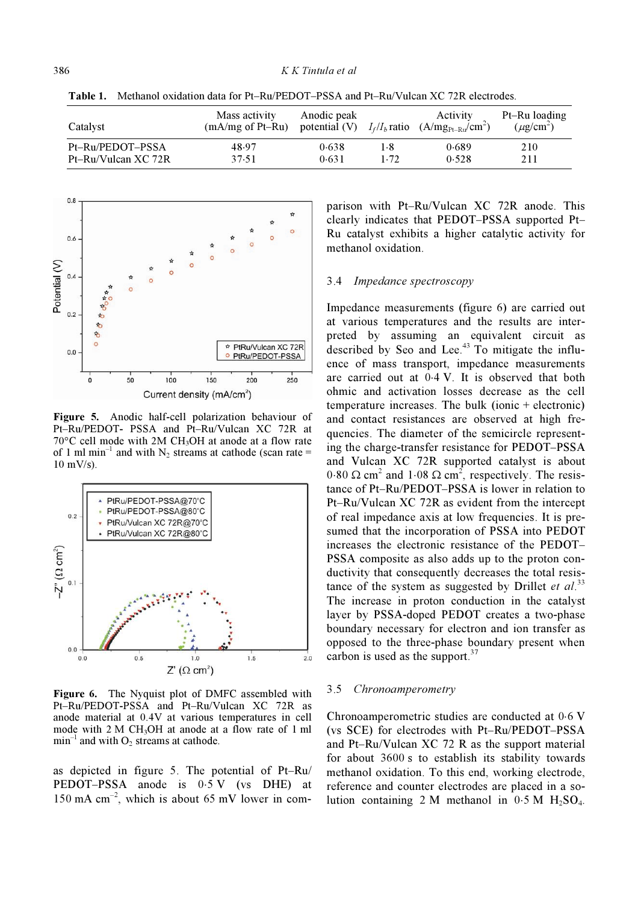**Table 1.** Methanol oxidation data for Pt–Ru/PEDOT–PSSA and Pt–Ru/Vulcan XC 72R electrodes.

| Catalyst | Mass activity (mA/mg of Pt–Ru) | Anodic peak potential (V) | $I_f/I_b$ ratio | Activity ($A/mg_{Pt–Ru}/cm^2$) | Pt–Ru loading ($\mu g/cm^2$) |
|---|---|---|---|---|---|
| Pt–Ru/PEDOT–PSSA | 48·97 | 0·638 | 1·8 | 0·689 | 210 |
| Pt–Ru/Vulcan XC 72R | 37·51 | 0·631 | 1·72 | 0·528 | 211 |

**Figure 5.** Anodic half-cell polarization behaviour of Pt–Ru/PEDOT- PSSA and Pt–Ru/Vulcan XC 72R at 70°C cell mode with 2M $CH_3OH$ at anode at a flow rate of 1 ml $min^{-1}$ and with $N_2$ streams at cathode (scan rate = 10 mV/s).

**Figure 6.** The Nyquist plot of DMFC assembled with Pt–Ru/PEDOT-PSSA and Pt–Ru/Vulcan XC 72R as anode material at 0.4V at various temperatures in cell mode with 2 M $CH_3OH$ at anode at a flow rate of 1 ml $min^{-1}$ and with $O_2$ streams at cathode.

as depicted in figure 5. The potential of Pt–Ru/PEDOT–PSSA anode is 0·5 V (vs DHE) at 150 mA $cm^{-2}$, which is about 65 mV lower in comparison with Pt–Ru/Vulcan XC 72R anode. This clearly indicates that PEDOT–PSSA supported Pt–Ru catalyst exhibits a higher catalytic activity for methanol oxidation.

### 3.4 *Impedance spectroscopy*

Impedance measurements (figure 6) are carried out at various temperatures and the results are interpreted by assuming an equivalent circuit as described by Seo and Lee.[43] To mitigate the influence of mass transport, impedance measurements are carried out at 0·4 V. It is observed that both ohmic and activation losses decrease as the cell temperature increases. The bulk (ionic + electronic) and contact resistances are observed at high frequencies. The diameter of the semicircle representing the charge-transfer resistance for PEDOT–PSSA and Vulcan XC 72R supported catalyst is about 0·80 Ω $cm^2$ and 1·08 Ω $cm^2$, respectively. The resistance of Pt–Ru/PEDOT–PSSA is lower in relation to Pt–Ru/Vulcan XC 72R as evident from the intercept of real impedance axis at low frequencies. It is presumed that the incorporation of PSSA into PEDOT increases the electronic resistance of the PEDOT–PSSA composite as also adds up to the proton conductivity that consequently decreases the total resistance of the system as suggested by Drillet *et al.*[33] The increase in proton conduction in the catalyst layer by PSSA-doped PEDOT creates a two-phase boundary necessary for electron and ion transfer as opposed to the three-phase boundary present when carbon is used as the support.[37]

### 3.5 *Chronoamperometry*

Chronoamperometric studies are conducted at 0·6 V (vs SCE) for electrodes with Pt–Ru/PEDOT–PSSA and Pt–Ru/Vulcan XC 72 R as the support material for about 3600 s to establish its stability towards methanol oxidation. To this end, working electrode, reference and counter electrodes are placed in a solution containing 2 M methanol in 0·5 M $H_2SO_4$.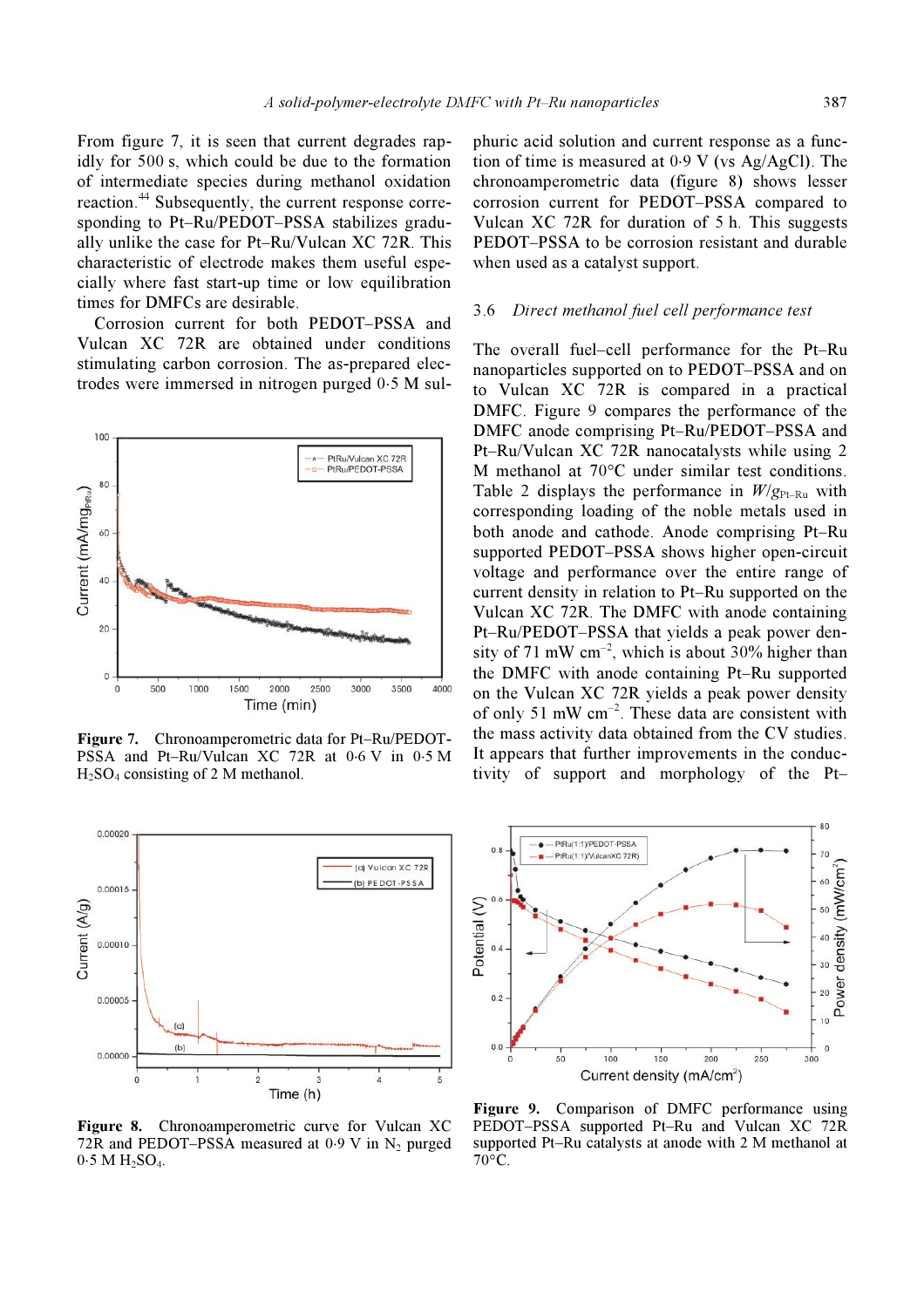From figure 7, it is seen that current degrades rapidly for 500 s, which could be due to the formation of intermediate species during methanol oxidation reaction.[44] Subsequently, the current response corresponding to Pt–Ru/PEDOT–PSSA stabilizes gradually unlike the case for Pt–Ru/Vulcan XC 72R. This characteristic of electrode makes them useful especially where fast start-up time or low equilibration times for DMFCs are desirable.

Corrosion current for both PEDOT–PSSA and Vulcan XC 72R are obtained under conditions stimulating carbon corrosion. The as-prepared electrodes were immersed in nitrogen purged 0·5 M sulphuric acid solution and current response as a function of time is measured at 0·9 V (vs Ag/AgCl). The chronoamperometric data (figure 8) shows lesser corrosion current for PEDOT–PSSA compared to Vulcan XC 72R for duration of 5 h. This suggests PEDOT–PSSA to be corrosion resistant and durable when used as a catalyst support.

**Figure 7.** Chronoamperometric data for Pt–Ru/PEDOT-PSSA and Pt–Ru/Vulcan XC 72R at 0·6 V in 0·5 M $H_2SO_4$ consisting of 2 M methanol.

### 3.6 *Direct methanol fuel cell performance test*

The overall fuel–cell performance for the Pt–Ru nanoparticles supported on to PEDOT–PSSA and on to Vulcan XC 72R is compared in a practical DMFC. Figure 9 compares the performance of the DMFC anode comprising Pt–Ru/PEDOT–PSSA and Pt–Ru/Vulcan XC 72R nanocatalysts while using 2 M methanol at 70°C under similar test conditions. Table 2 displays the performance in $W/g_{Pt–Ru}$ with corresponding loading of the noble metals used in both anode and cathode. Anode comprising Pt–Ru supported PEDOT–PSSA shows higher open-circuit voltage and performance over the entire range of current density in relation to Pt–Ru supported on the Vulcan XC 72R. The DMFC with anode containing Pt–Ru/PEDOT–PSSA that yields a peak power density of 71 mW $cm^{-2}$, which is about 30% higher than the DMFC with anode containing Pt–Ru supported on the Vulcan XC 72R yields a peak power density of only 51 mW $cm^{-2}$. These data are consistent with the mass activity data obtained from the CV studies. It appears that further improvements in the conductivity of support and morphology of the Pt–

**Figure 8.** Chronoamperometric curve for Vulcan XC 72R and PEDOT–PSSA measured at 0·9 V in $N_2$ purged 0·5 M $H_2SO_4$.

**Figure 9.** Comparison of DMFC performance using PEDOT–PSSA supported Pt–Ru and Vulcan XC 72R supported Pt–Ru catalysts at anode with 2 M methanol at 70°C.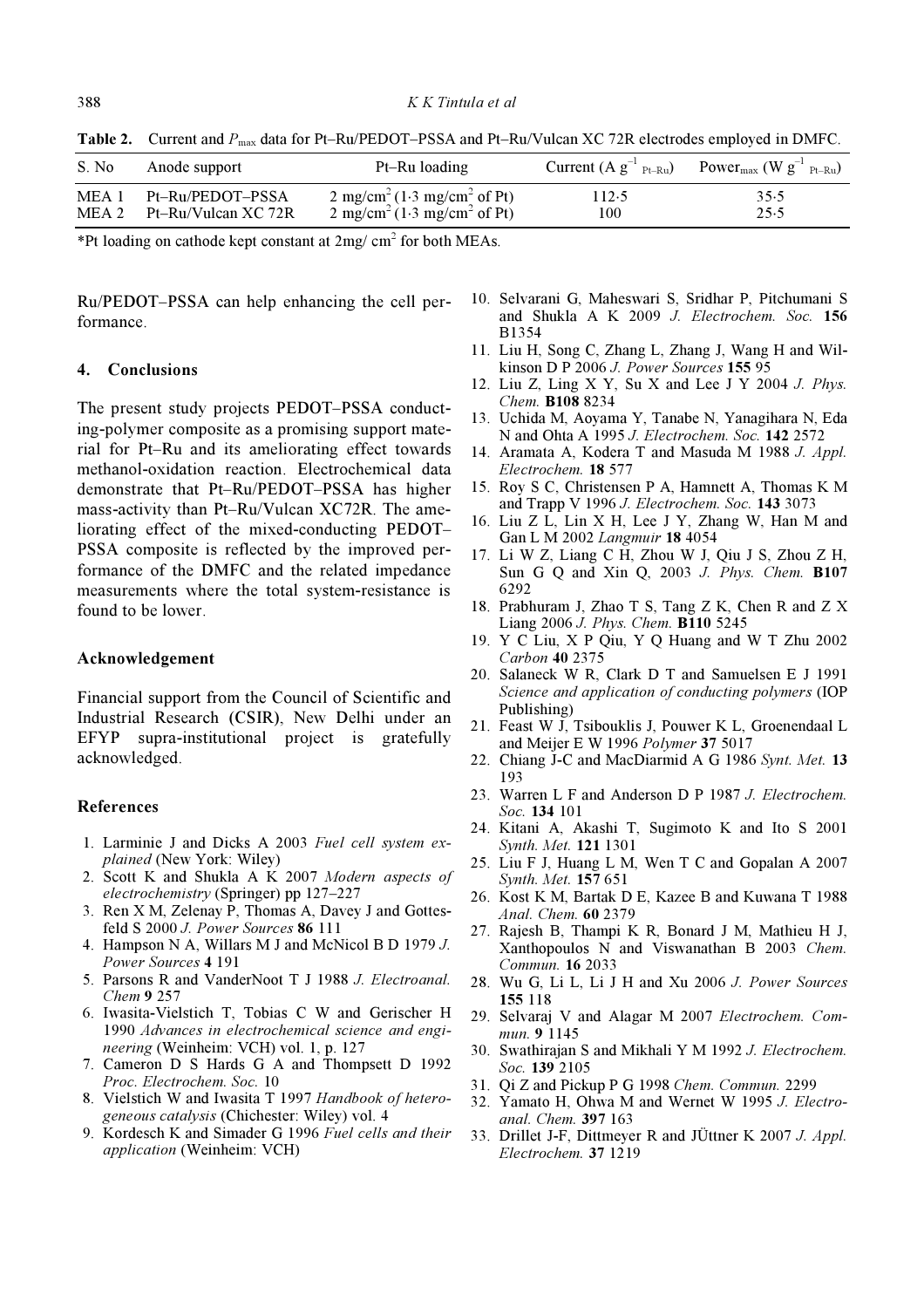**Table 2.** Current and $P_{max}$ data for Pt–Ru/PEDOT–PSSA and Pt–Ru/Vulcan XC 72R electrodes employed in DMFC.

| S. No | Anode support | Pt–Ru loading | Current (A $g^{-1}$ $_{Pt–Ru}$) | Power$_{max}$ (W $g^{-1}$ $_{Pt–Ru}$) |
|---|---|---|---|---|
| MEA 1 | Pt–Ru/PEDOT–PSSA | 2 mg/cm$^2$ (1·3 mg/cm$^2$ of Pt) | 112·5 | 35·5 |
| MEA 2 | Pt–Ru/Vulcan XC 72R | 2 mg/cm$^2$ (1·3 mg/cm$^2$ of Pt) | 100 | 25·5 |

*Pt loading on cathode kept constant at 2mg/ cm$^2$ for both MEAs.

Ru/PEDOT–PSSA can help enhancing the cell performance.

## 4. Conclusions

The present study projects PEDOT–PSSA conducting-polymer composite as a promising support material for Pt–Ru and its ameliorating effect towards methanol-oxidation reaction. Electrochemical data demonstrate that Pt–Ru/PEDOT–PSSA has higher mass-activity than Pt–Ru/Vulcan XC72R. The ameliorating effect of the mixed-conducting PEDOT–PSSA composite is reflected by the improved performance of the DMFC and the related impedance measurements where the total system-resistance is found to be lower.

## Acknowledgement

Financial support from the Council of Scientific and Industrial Research (CSIR), New Delhi under an EFYP supra-institutional project is gratefully acknowledged.

## References

1. Larminie J and Dicks A 2003 *Fuel cell system explained* (New York: Wiley)
2. Scott K and Shukla A K 2007 *Modern aspects of electrochemistry* (Springer) pp 127–227
3. Ren X M, Zelenay P, Thomas A, Davey J and Gottesfeld S 2000 *J. Power Sources* **86** 111
4. Hampson N A, Willars M J and McNicol B D 1979 *J. Power Sources* **4** 191
5. Parsons R and VanderNoot T J 1988 *J. Electroanal. Chem* **9** 257
6. Iwasita-Vielstich T, Tobias C W and Gerischer H 1990 *Advances in electrochemical science and engineering* (Weinheim: VCH) vol. 1, p. 127
7. Cameron D S Hards G A and Thompsett D 1992 *Proc. Electrochem. Soc.* 10
8. Vielstich W and Iwasita T 1997 *Handbook of heterogeneous catalysis* (Chichester: Wiley) vol. 4
9. Kordesch K and Simader G 1996 *Fuel cells and their application* (Weinheim: VCH)
10. Selvarani G, Maheswari S, Sridhar P, Pitchumani S and Shukla A K 2009 *J. Electrochem. Soc.* **156** B1354
11. Liu H, Song C, Zhang L, Zhang J, Wang H and Wilkinson D P 2006 *J. Power Sources* **155** 95
12. Liu Z, Ling X Y, Su X and Lee J Y 2004 *J. Phys. Chem.* **B108** 8234
13. Uchida M, Aoyama Y, Tanabe N, Yanagihara N, Eda N and Ohta A 1995 *J. Electrochem. Soc.* **142** 2572
14. Aramata A, Kodera T and Masuda M 1988 *J. Appl. Electrochem.* **18** 577
15. Roy S C, Christensen P A, Hamnett A, Thomas K M and Trapp V 1996 *J. Electrochem. Soc.* **143** 3073
16. Liu Z L, Lin X H, Lee J Y, Zhang W, Han M and Gan L M 2002 *Langmuir* **18** 4054
17. Li W Z, Liang C H, Zhou W J, Qiu J S, Zhou Z H, Sun G Q and Xin Q, 2003 *J. Phys. Chem.* **B107** 6292
18. Prabhuram J, Zhao T S, Tang Z K, Chen R and Z X Liang 2006 *J. Phys. Chem.* **B110** 5245
19. Y C Liu, X P Qiu, Y Q Huang and W T Zhu 2002 *Carbon* **40** 2375
20. Salaneck W R, Clark D T and Samuelsen E J 1991 *Science and application of conducting polymers* (IOP Publishing)
21. Feast W J, Tsibouklis J, Pouwer K L, Groenendaal L and Meijer E W 1996 *Polymer* **37** 5017
22. Chiang J-C and MacDiarmid A G 1986 *Synt. Met.* **13** 193
23. Warren L F and Anderson D P 1987 *J. Electrochem. Soc.* **134** 101
24. Kitani A, Akashi T, Sugimoto K and Ito S 2001 *Synth. Met.* **121** 1301
25. Liu F J, Huang L M, Wen T C and Gopalan A 2007 *Synth. Met.* **157** 651
26. Kost K M, Bartak D E, Kazee B and Kuwana T 1988 *Anal. Chem.* **60** 2379
27. Rajesh B, Thampi K R, Bonard J M, Mathieu H J, Xanthopoulos N and Viswanathan B 2003 *Chem. Commun.* **16** 2033
28. Wu G, Li L, Li J H and Xu 2006 *J. Power Sources* **155** 118
29. Selvaraj V and Alagar M 2007 *Electrochem. Commun.* **9** 1145
30. Swathirajan S and Mikhali Y M 1992 *J. Electrochem. Soc.* **139** 2105
31. Qi Z and Pickup P G 1998 *Chem. Commun.* 2299
32. Yamato H, Ohwa M and Wernet W 1995 *J. Electroanal. Chem.* **397** 163
33. Drillet J-F, Dittmeyer R and JÜttner K 2007 *J. Appl. Electrochem.* **37** 1219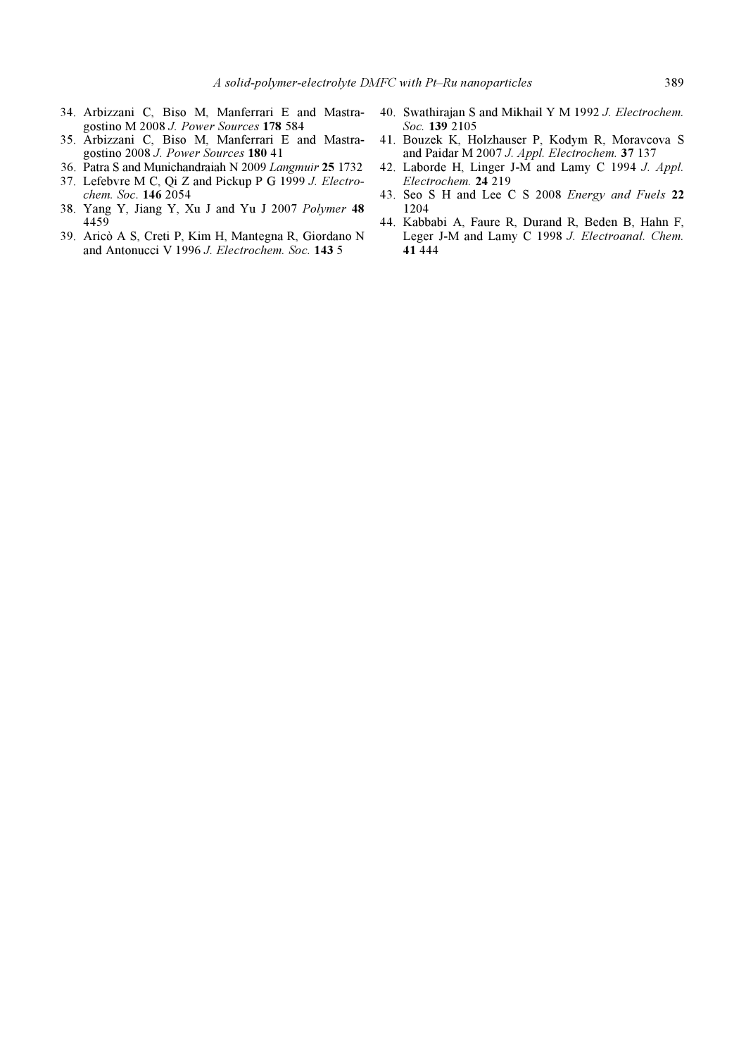34. Arbizzani C, Biso M, Manferrari E and Mastragostino M 2008 *J. Power Sources* **178** 584
35. Arbizzani C, Biso M, Manferrari E and Mastragostino 2008 *J. Power Sources* **180** 41
36. Patra S and Munichandraiah N 2009 *Langmuir* **25** 1732
37. Lefebvre M C, Qi Z and Pickup P G 1999 *J. Electrochem. Soc.* **146** 2054
38. Yang Y, Jiang Y, Xu J and Yu J 2007 *Polymer* **48** 4459
39. Aricò A S, Creti P, Kim H, Mantegna R, Giordano N and Antonucci V 1996 *J. Electrochem. Soc.* **143** 5
40. Swathirajan S and Mikhail Y M 1992 *J. Electrochem. Soc.* **139** 2105
41. Bouzek K, Holzhauser P, Kodym R, Moravcova S and Paidar M 2007 *J. Appl. Electrochem.* **37** 137
42. Laborde H, Linger J-M and Lamy C 1994 *J. Appl. Electrochem.* **24** 219
43. Seo S H and Lee C S 2008 *Energy and Fuels* **22** 1204
44. Kabbabi A, Faure R, Durand R, Beden B, Hahn F, Leger J-M and Lamy C 1998 *J. Electroanal. Chem.* **41** 444